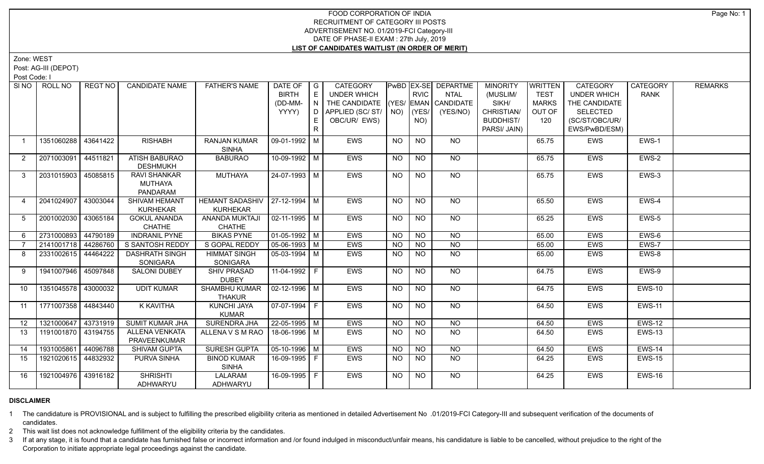# FOOD CORPORATION OF INDIA
## RECRUITMENT OF CATEGORY III POSTS
## ADVERTISEMENT NO. 01/2019-FCI Category-III
## DATE OF PHASE-II EXAM : 27th July, 2019
## LIST OF CANDIDATES WAITLIST (IN ORDER OF MERIT)

Zone: WEST

Post: AG-III (DEPOT)

Post Code: I

| SI NO | ROLL NO | REGT NO | CANDIDATE NAME | FATHER'S NAME | DATE OF BIRTH (DD-MM-YYYY) | GENDER | CATEGORY UNDER WHICH THE CANDIDATE APPLIED (SC/ ST/ OBC/UR/ EWS) | PwBD (YES/ NO) | EX-SERVICEMAN (YES/ NO) | DEPARTMENTAL CANDIDATE (YES/NO) | MINORITY (MUSLIM/ SIKH/ CHRISTIAN/ BUDDHIST/ PARSI/ JAIN) | WRITTEN TEST MARKS OUT OF 120 | CATEGORY UNDER WHICH THE CANDIDATE SELECTED (SC/ST/OBC/UR/ EWS/PwBD/ESM) | CATEGORY RANK | REMARKS |
|---|---|---|---|---|---|---|---|---|---|---|---|---|---|---|---|
| 1 | 1351060288 | 43641422 | RISHABH | RANJAN KUMAR SINHA | 09-01-1992 | M | EWS | NO | NO | NO | | 65.75 | EWS | EWS-1 | |
| 2 | 2071003091 | 44511821 | ATISH BABURAO DESHMUKH | BABURAO | 10-09-1992 | M | EWS | NO | NO | NO | | 65.75 | EWS | EWS-2 | |
| 3 | 2031015903 | 45085815 | RAVI SHANKAR MUTHAYA PANDARAM | MUTHAYA | 24-07-1993 | M | EWS | NO | NO | NO | | 65.75 | EWS | EWS-3 | |
| 4 | 2041024907 | 43003044 | SHIVAM HEMANT KURHEKAR | HEMANT SADASHIV KURHEKAR | 27-12-1994 | M | EWS | NO | NO | NO | | 65.50 | EWS | EWS-4 | |
| 5 | 2001002030 | 43065184 | GOKUL ANANDA CHATHE | ANANDA MUKTAJI CHATHE | 02-11-1995 | M | EWS | NO | NO | NO | | 65.25 | EWS | EWS-5 | |
| 6 | 2731000893 | 44790189 | INDRANIL PYNE | BIKAS PYNE | 01-05-1992 | M | EWS | NO | NO | NO | | 65.00 | EWS | EWS-6 | |
| 7 | 2141001718 | 44286760 | S SANTOSH REDDY | S GOPAL REDDY | 05-06-1993 | M | EWS | NO | NO | NO | | 65.00 | EWS | EWS-7 | |
| 8 | 2331002615 | 44464222 | DASHRATH SINGH SONIGARA | HIMMAT SINGH SONIGARA | 05-03-1994 | M | EWS | NO | NO | NO | | 65.00 | EWS | EWS-8 | |
| 9 | 1941007946 | 45097848 | SALONI DUBEY | SHIV PRASAD DUBEY | 11-04-1992 | F | EWS | NO | NO | NO | | 64.75 | EWS | EWS-9 | |
| 10 | 1351045578 | 43000032 | UDIT KUMAR | SHAMBHU KUMAR THAKUR | 02-12-1996 | M | EWS | NO | NO | NO | | 64.75 | EWS | EWS-10 | |
| 11 | 1771007358 | 44843440 | K KAVITHA | KUNCHI JAYA KUMAR | 07-07-1994 | F | EWS | NO | NO | NO | | 64.50 | EWS | EWS-11 | |
| 12 | 1321000647 | 43731919 | SUMIT KUMAR JHA | SURENDRA JHA | 22-05-1995 | M | EWS | NO | NO | NO | | 64.50 | EWS | EWS-12 | |
| 13 | 1191001870 | 43194755 | ALLENA VENKATA PRAVEENKUMAR | ALLENA V S M RAO | 18-06-1996 | M | EWS | NO | NO | NO | | 64.50 | EWS | EWS-13 | |
| 14 | 1931005861 | 44096788 | SHIVAM GUPTA | SURESH GUPTA | 05-10-1996 | M | EWS | NO | NO | NO | | 64.50 | EWS | EWS-14 | |
| 15 | 1921020615 | 44832932 | PURVA SINHA | BINOD KUMAR SINHA | 16-09-1995 | F | EWS | NO | NO | NO | | 64.25 | EWS | EWS-15 | |
| 16 | 1921004976 | 43916182 | SHRISHTI ADHWARYU | LALARAM ADHWARYU | 16-09-1995 | F | EWS | NO | NO | NO | | 64.25 | EWS | EWS-16 | |

**DISCLAIMER**

1 The candidature is PROVISIONAL and is subject to fulfilling the prescribed eligibility criteria as mentioned in detailed Advertisement No .01/2019-FCI Category-III and subsequent verification of the documents of candidates.

2 This wait list does not acknowledge fulfillment of the eligibility criteria by the candidates.

3 If at any stage, it is found that a candidate has furnished false or incorrect information and /or found indulged in misconduct/unfair means, his candidature is liable to be cancelled, without prejudice to the right of the Corporation to initiate appropriate legal proceedings against the candidate.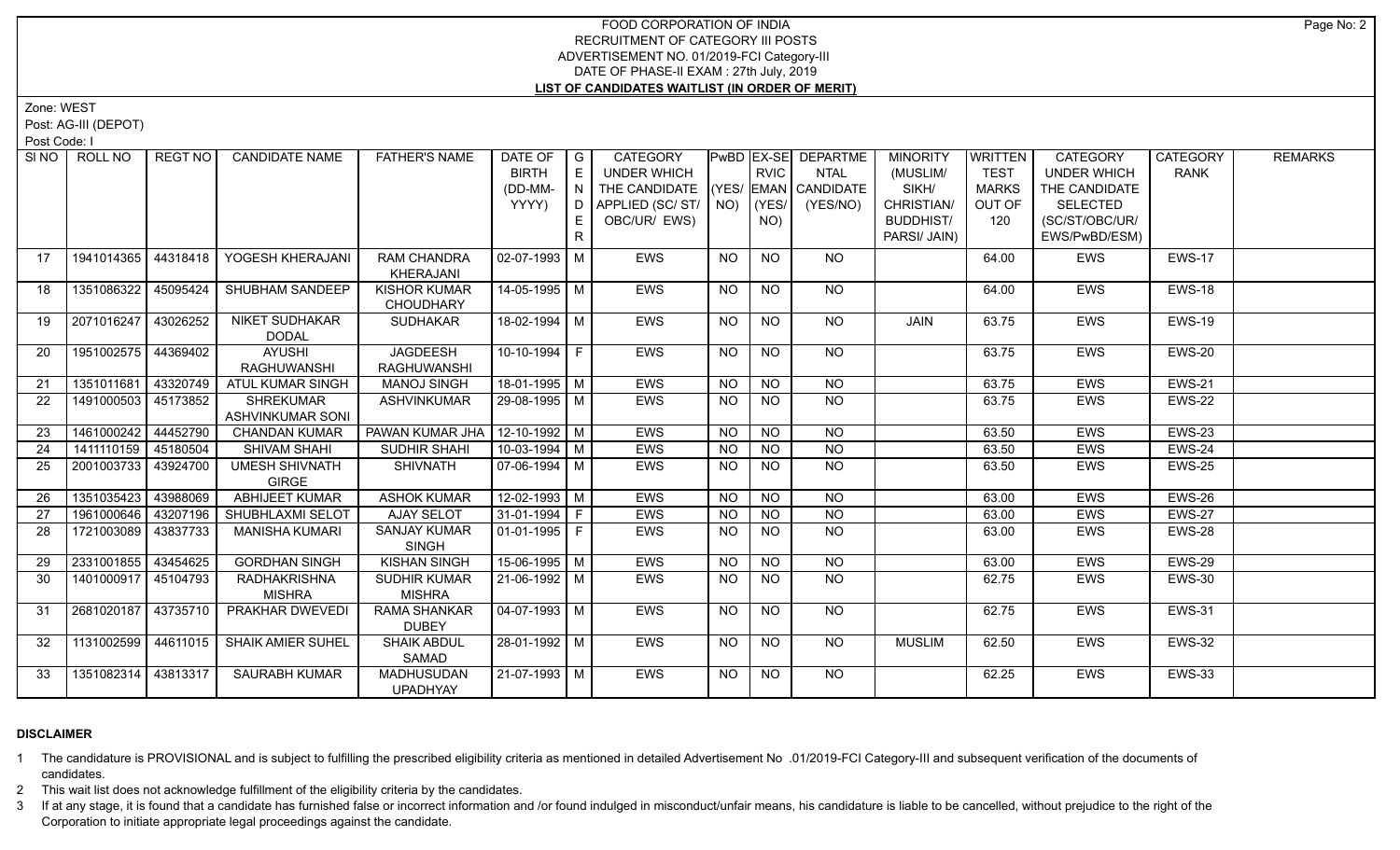# FOOD CORPORATION OF INDIA
## RECRUITMENT OF CATEGORY III POSTS
### ADVERTISEMENT NO. 01/2019-FCI Category-III
### DATE OF PHASE-II EXAM : 27th July, 2019
### LIST OF CANDIDATES WAITLIST (IN ORDER OF MERIT)

Zone: WEST

Post: AG-III (DEPOT)

Post Code: I

| Sl NO | ROLL NO | REGT NO | CANDIDATE NAME | FATHER'S NAME | DATE OF BIRTH (DD-MM-YYYY) | GENDER | CATEGORY UNDER WHICH THE CANDIDATE APPLIED (SC/ ST/ OBC/UR/ EWS) | PwBD (YES/ NO) | EX-SERVICEMAN (YES/ NO) | DEPARTMENTAL CANDIDATE (YES/NO) | MINORITY (MUSLIM/ SIKH/ CHRISTIAN/ BUDDHIST/ PARSI/ JAIN) | WRITTEN TEST MARKS OUT OF 120 | CATEGORY UNDER WHICH THE CANDIDATE SELECTED (SC/ST/OBC/UR/ EWS/PwBD/ESM) | CATEGORY RANK | REMARKS |
|---|---|---|---|---|---|---|---|---|---|---|---|---|---|---|---|
| 17 | 1941014365 | 44318418 | YOGESH KHERAJANI | RAM CHANDRA KHERAJANI | 02-07-1993 | M | EWS | NO | NO | NO | | 64.00 | EWS | EWS-17 | |
| 18 | 1351086322 | 45095424 | SHUBHAM SANDEEP | KISHOR KUMAR CHOUDHARY | 14-05-1995 | M | EWS | NO | NO | NO | | 64.00 | EWS | EWS-18 | |
| 19 | 2071016247 | 43026252 | NIKET SUDHAKAR DODAL | SUDHAKAR | 18-02-1994 | M | EWS | NO | NO | NO | JAIN | 63.75 | EWS | EWS-19 | |
| 20 | 1951002575 | 44369402 | AYUSHI RAGHUWANSHI | JAGDEESH RAGHUWANSHI | 10-10-1994 | F | EWS | NO | NO | NO | | 63.75 | EWS | EWS-20 | |
| 21 | 1351011681 | 43320749 | ATUL KUMAR SINGH | MANOJ SINGH | 18-01-1995 | M | EWS | NO | NO | NO | | 63.75 | EWS | EWS-21 | |
| 22 | 1491000503 | 45173852 | SHREKUMAR ASHVINKUMAR SONI | ASHVINKUMAR | 29-08-1995 | M | EWS | NO | NO | NO | | 63.75 | EWS | EWS-22 | |
| 23 | 1461000242 | 44452790 | CHANDAN KUMAR | PAWAN KUMAR JHA | 12-10-1992 | M | EWS | NO | NO | NO | | 63.50 | EWS | EWS-23 | |
| 24 | 1411110159 | 45180504 | SHIVAM SHAHI | SUDHIR SHAHI | 10-03-1994 | M | EWS | NO | NO | NO | | 63.50 | EWS | EWS-24 | |
| 25 | 2001003733 | 43924700 | UMESH SHIVNATH GIRGE | SHIVNATH | 07-06-1994 | M | EWS | NO | NO | NO | | 63.50 | EWS | EWS-25 | |
| 26 | 1351035423 | 43988069 | ABHIJEET KUMAR | ASHOK KUMAR | 12-02-1993 | M | EWS | NO | NO | NO | | 63.00 | EWS | EWS-26 | |
| 27 | 1961000646 | 43207196 | SHUBHLAXMI SELOT | AJAY SELOT | 31-01-1994 | F | EWS | NO | NO | NO | | 63.00 | EWS | EWS-27 | |
| 28 | 1721003089 | 43837733 | MANISHA KUMARI | SANJAY KUMAR SINGH | 01-01-1995 | F | EWS | NO | NO | NO | | 63.00 | EWS | EWS-28 | |
| 29 | 2331001855 | 43454625 | GORDHAN SINGH | KISHAN SINGH | 15-06-1995 | M | EWS | NO | NO | NO | | 63.00 | EWS | EWS-29 | |
| 30 | 1401000917 | 45104793 | RADHAKRISHNA MISHRA | SUDHIR KUMAR MISHRA | 21-06-1992 | M | EWS | NO | NO | NO | | 62.75 | EWS | EWS-30 | |
| 31 | 2681020187 | 43735710 | PRAKHAR DWEVEDI | RAMA SHANKAR DUBEY | 04-07-1993 | M | EWS | NO | NO | NO | | 62.75 | EWS | EWS-31 | |
| 32 | 1131002599 | 44611015 | SHAIK AMIER SUHEL | SHAIK ABDUL SAMAD | 28-01-1992 | M | EWS | NO | NO | NO | MUSLIM | 62.50 | EWS | EWS-32 | |
| 33 | 1351082314 | 43813317 | SAURABH KUMAR | MADHUSUDAN UPADHYAY | 21-07-1993 | M | EWS | NO | NO | NO | | 62.25 | EWS | EWS-33 | |

**DISCLAIMER**

1. The candidature is PROVISIONAL and is subject to fulfilling the prescribed eligibility criteria as mentioned in detailed Advertisement No .01/2019-FCI Category-III and subsequent verification of the documents of candidates.
2. This wait list does not acknowledge fulfillment of the eligibility criteria by the candidates.
3. If at any stage, it is found that a candidate has furnished false or incorrect information and /or found indulged in misconduct/unfair means, his candidature is liable to be cancelled, without prejudice to the right of the Corporation to initiate appropriate legal proceedings against the candidate.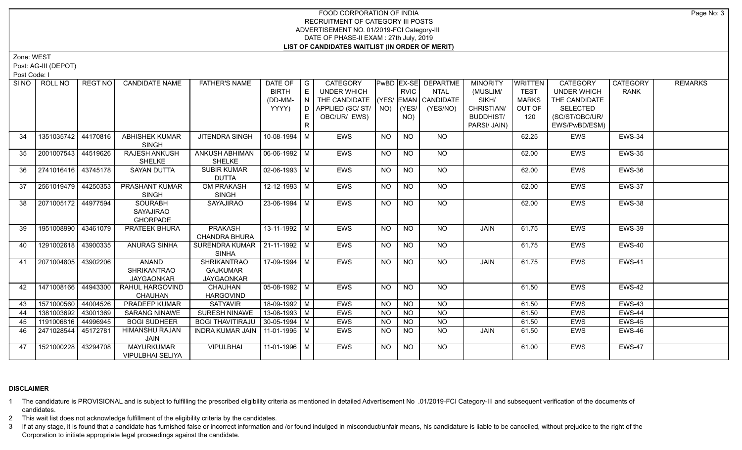# FOOD CORPORATION OF INDIA
## RECRUITMENT OF CATEGORY III POSTS
## ADVERTISEMENT NO. 01/2019-FCI Category-III
## DATE OF PHASE-II EXAM : 27th July, 2019
## LIST OF CANDIDATES WAITLIST (IN ORDER OF MERIT)

Zone: WEST

Post: AG-III (DEPOT)

Post Code: I

| Sl NO | ROLL NO | REGT NO | CANDIDATE NAME | FATHER'S NAME | DATE OF BIRTH (DD-MM-YYYY) | GENDER | CATEGORY UNDER WHICH THE CANDIDATE APPLIED (SC/ ST/ OBC/UR/ EWS) | PwBD (YES/ NO) | EX-SERVICEMAN (YES/ NO) | DEPARTMENTAL CANDIDATE (YES/NO) | MINORITY (MUSLIM/ SIKH/ CHRISTIAN/ BUDDHIST/ PARSI/ JAIN) | WRITTEN TEST MARKS OUT OF 120 | CATEGORY UNDER WHICH THE CANDIDATE SELECTED (SC/ST/OBC/UR/ EWS/PwBD/ESM) | CATEGORY RANK | REMARKS |
|---|---|---|---|---|---|---|---|---|---|---|---|---|---|---|---|
| 34 | 1351035742 | 44170816 | ABHISHEK KUMAR SINGH | JITENDRA SINGH | 10-08-1994 | M | EWS | NO | NO | NO | | 62.25 | EWS | EWS-34 | |
| 35 | 2001007543 | 44519626 | RAJESH ANKUSH SHELKE | ANKUSH ABHIMAN SHELKE | 06-06-1992 | M | EWS | NO | NO | NO | | 62.00 | EWS | EWS-35 | |
| 36 | 2741016416 | 43745178 | SAYAN DUTTA | SUBIR KUMAR DUTTA | 02-06-1993 | M | EWS | NO | NO | NO | | 62.00 | EWS | EWS-36 | |
| 37 | 2561019479 | 44250353 | PRASHANT KUMAR SINGH | OM PRAKASH SINGH | 12-12-1993 | M | EWS | NO | NO | NO | | 62.00 | EWS | EWS-37 | |
| 38 | 2071005172 | 44977594 | SOURABH SAYAJIRAO GHORPADE | SAYAJIRAO | 23-06-1994 | M | EWS | NO | NO | NO | | 62.00 | EWS | EWS-38 | |
| 39 | 1951008990 | 43461079 | PRATEEK BHURA | PRAKASH CHANDRA BHURA | 13-11-1992 | M | EWS | NO | NO | NO | JAIN | 61.75 | EWS | EWS-39 | |
| 40 | 1291002618 | 43900335 | ANURAG SINHA | SURENDRA KUMAR SINHA | 21-11-1992 | M | EWS | NO | NO | NO | | 61.75 | EWS | EWS-40 | |
| 41 | 2071004805 | 43902206 | ANAND SHRIKANTRAO JAYGAONKAR | SHRIKANTRAO GAJKUMAR JAYGAONKAR | 17-09-1994 | M | EWS | NO | NO | NO | JAIN | 61.75 | EWS | EWS-41 | |
| 42 | 1471008166 | 44943300 | RAHUL HARGOVIND CHAUHAN | CHAUHAN HARGOVIND | 05-08-1992 | M | EWS | NO | NO | NO | | 61.50 | EWS | EWS-42 | |
| 43 | 1571000560 | 44004526 | PRADEEP KUMAR | SATYAVIR | 18-09-1992 | M | EWS | NO | NO | NO | | 61.50 | EWS | EWS-43 | |
| 44 | 1381003692 | 43001369 | SARANG NINAWE | SURESH NINAWE | 13-08-1993 | M | EWS | NO | NO | NO | | 61.50 | EWS | EWS-44 | |
| 45 | 1191006816 | 44996945 | BOGI SUDHEER | BOGI THAVITIRAJU | 30-05-1994 | M | EWS | NO | NO | NO | | 61.50 | EWS | EWS-45 | |
| 46 | 2471028544 | 45172781 | HIMANSHU RAJAN JAIN | INDRA KUMAR JAIN | 11-01-1995 | M | EWS | NO | NO | NO | JAIN | 61.50 | EWS | EWS-46 | |
| 47 | 1521000228 | 43294708 | MAYURKUMAR VIPULBHAI SELIYA | VIPULBHAI | 11-01-1996 | M | EWS | NO | NO | NO | | 61.00 | EWS | EWS-47 | |

**DISCLAIMER**

1 The candidature is PROVISIONAL and is subject to fulfilling the prescribed eligibility criteria as mentioned in detailed Advertisement No .01/2019-FCI Category-III and subsequent verification of the documents of candidates.

2 This wait list does not acknowledge fulfillment of the eligibility criteria by the candidates.

3 If at any stage, it is found that a candidate has furnished false or incorrect information and /or found indulged in misconduct/unfair means, his candidature is liable to be cancelled, without prejudice to the right of the Corporation to initiate appropriate legal proceedings against the candidate.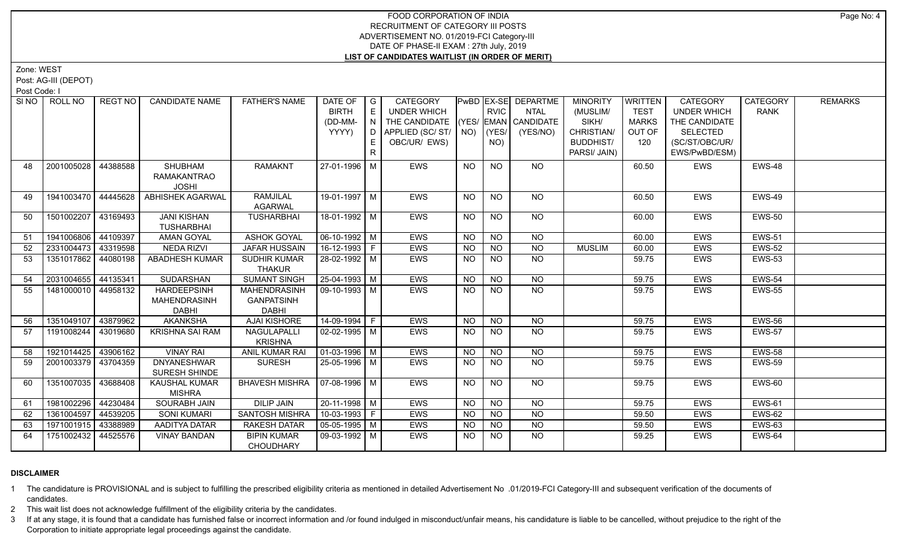# FOOD CORPORATION OF INDIA
## RECRUITMENT OF CATEGORY III POSTS
## ADVERTISEMENT NO. 01/2019-FCI Category-III
## DATE OF PHASE-II EXAM : 27th July, 2019
## LIST OF CANDIDATES WAITLIST (IN ORDER OF MERIT)

Zone: WEST

Post: AG-III (DEPOT)

Post Code: I

| Sl NO | ROLL NO | REGT NO | CANDIDATE NAME | FATHER'S NAME | DATE OF BIRTH (DD-MM-YYYY) | GENDER | CATEGORY UNDER WHICH THE CANDIDATE APPLIED (SC/ ST/ OBC/UR/ EWS) | PwBD (YES/ NO) | EX-SERVICEMAN (YES/ NO) | DEPARTMENTAL CANDIDATE (YES/NO) | MINORITY (MUSLIM/ SIKH/ CHRISTIAN/ BUDDHIST/ PARSI/ JAIN) | WRITTEN TEST MARKS OUT OF 120 | CATEGORY UNDER WHICH THE CANDIDATE SELECTED (SC/ST/OBC/UR/ EWS/PwBD/ESM) | CATEGORY RANK | REMARKS |
|---|---|---|---|---|---|---|---|---|---|---|---|---|---|---|---|
| 48 | 2001005028 | 44388588 | SHUBHAM RAMAKANTRAO JOSHI | RAMAKNT | 27-01-1996 | M | EWS | NO | NO | NO | | 60.50 | EWS | EWS-48 | |
| 49 | 1941003470 | 44445628 | ABHISHEK AGARWAL | RAMJILAL AGARWAL | 19-01-1997 | M | EWS | NO | NO | NO | | 60.50 | EWS | EWS-49 | |
| 50 | 1501002207 | 43169493 | JANI KISHAN TUSHARBHAI | TUSHARBHAI | 18-01-1992 | M | EWS | NO | NO | NO | | 60.00 | EWS | EWS-50 | |
| 51 | 1941006806 | 44109397 | AMAN GOYAL | ASHOK GOYAL | 06-10-1992 | M | EWS | NO | NO | NO | | 60.00 | EWS | EWS-51 | |
| 52 | 2331004473 | 43319598 | NEDA RIZVI | JAFAR HUSSAIN | 16-12-1993 | F | EWS | NO | NO | NO | MUSLIM | 60.00 | EWS | EWS-52 | |
| 53 | 1351017862 | 44080198 | ABADHESH KUMAR | SUDHIR KUMAR THAKUR | 28-02-1992 | M | EWS | NO | NO | NO | | 59.75 | EWS | EWS-53 | |
| 54 | 2031004655 | 44135341 | SUDARSHAN | SUMANT SINGH | 25-04-1993 | M | EWS | NO | NO | NO | | 59.75 | EWS | EWS-54 | |
| 55 | 1481000010 | 44958132 | HARDEEPSINH MAHENDRASINH DABHI | MAHENDRASINH GANPATSINH DABHI | 09-10-1993 | M | EWS | NO | NO | NO | | 59.75 | EWS | EWS-55 | |
| 56 | 1351049107 | 43879962 | AKANKSHA | AJAI KISHORE | 14-09-1994 | F | EWS | NO | NO | NO | | 59.75 | EWS | EWS-56 | |
| 57 | 1191008244 | 43019680 | KRISHNA SAI RAM | NAGULAPALLI KRISHNA | 02-02-1995 | M | EWS | NO | NO | NO | | 59.75 | EWS | EWS-57 | |
| 58 | 1921014425 | 43906162 | VINAY RAI | ANIL KUMAR RAI | 01-03-1996 | M | EWS | NO | NO | NO | | 59.75 | EWS | EWS-58 | |
| 59 | 2001003379 | 43704359 | DNYANESHWAR SURESH SHINDE | SURESH | 25-05-1996 | M | EWS | NO | NO | NO | | 59.75 | EWS | EWS-59 | |
| 60 | 1351007035 | 43688408 | KAUSHAL KUMAR MISHRA | BHAVESH MISHRA | 07-08-1996 | M | EWS | NO | NO | NO | | 59.75 | EWS | EWS-60 | |
| 61 | 1981002296 | 44230484 | SOURABH JAIN | DILIP JAIN | 20-11-1998 | M | EWS | NO | NO | NO | | 59.75 | EWS | EWS-61 | |
| 62 | 1361004597 | 44539205 | SONI KUMARI | SANTOSH MISHRA | 10-03-1993 | F | EWS | NO | NO | NO | | 59.50 | EWS | EWS-62 | |
| 63 | 1971001915 | 43388989 | AADITYA DATAR | RAKESH DATAR | 05-05-1995 | M | EWS | NO | NO | NO | | 59.50 | EWS | EWS-63 | |
| 64 | 1751002432 | 44525576 | VINAY BANDAN | BIPIN KUMAR CHOUDHARY | 09-03-1992 | M | EWS | NO | NO | NO | | 59.25 | EWS | EWS-64 | |

### DISCLAIMER

1 The candidature is PROVISIONAL and is subject to fulfilling the prescribed eligibility criteria as mentioned in detailed Advertisement No .01/2019-FCI Category-III and subsequent verification of the documents of candidates.

2 This wait list does not acknowledge fulfillment of the eligibility criteria by the candidates.

3 If at any stage, it is found that a candidate has furnished false or incorrect information and /or found indulged in misconduct/unfair means, his candidature is liable to be cancelled, without prejudice to the right of the Corporation to initiate appropriate legal proceedings against the candidate.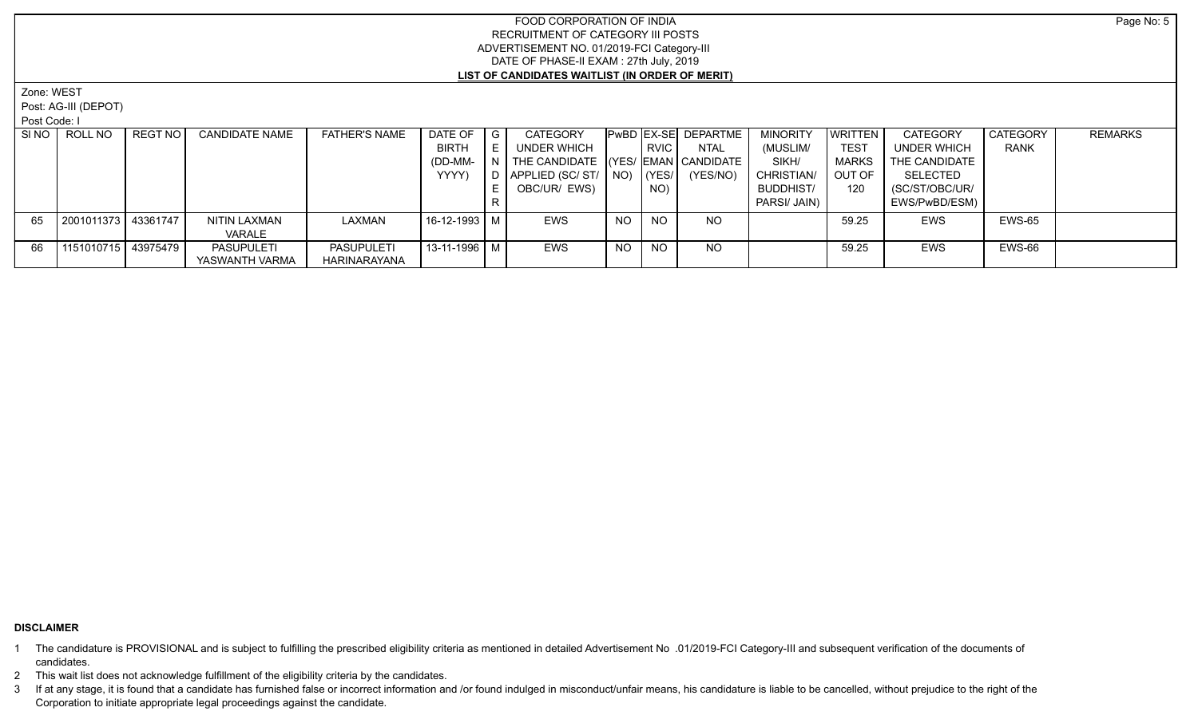FOOD CORPORATION OF INDIA
RECRUITMENT OF CATEGORY III POSTS
ADVERTISEMENT NO. 01/2019-FCI Category-III
DATE OF PHASE-II EXAM : 27th July, 2019

**LIST OF CANDIDATES WAITLIST (IN ORDER OF MERIT)**

Zone: WEST

Post: AG-III (DEPOT)

Post Code: I

| Sl NO | ROLL NO | REGT NO | CANDIDATE NAME | FATHER'S NAME | DATE OF BIRTH (DD-MM-YYYY) | GENDER | CATEGORY UNDER WHICH THE CANDIDATE APPLIED (SC/ ST/ OBC/UR/ EWS) | PwBD (YES/ NO) | EX-SERVICEMAN (YES/ NO) | DEPARTMENTAL CANDIDATE (YES/NO) | MINORITY (MUSLIM/ SIKH/ CHRISTIAN/ BUDDHIST/ PARSI/ JAIN) | WRITTEN TEST MARKS OUT OF 120 | CATEGORY UNDER WHICH THE CANDIDATE SELECTED (SC/ST/OBC/UR/ EWS/PwBD/ESM) | CATEGORY RANK | REMARKS |
|---|---|---|---|---|---|---|---|---|---|---|---|---|---|---|---|
| 65 | 2001011373 | 43361747 | NITIN LAXMAN VARALE | LAXMAN | 16-12-1993 | M | EWS | NO | NO | NO | | 59.25 | EWS | EWS-65 | |
| 66 | 1151010715 | 43975479 | PASUPULETI YASWANTH VARMA | PASUPULETI HARINARAYANA | 13-11-1996 | M | EWS | NO | NO | NO | | 59.25 | EWS | EWS-66 | |

**DISCLAIMER**

1. The candidature is PROVISIONAL and is subject to fulfilling the prescribed eligibility criteria as mentioned in detailed Advertisement No .01/2019-FCI Category-III and subsequent verification of the documents of candidates.
2. This wait list does not acknowledge fulfillment of the eligibility criteria by the candidates.
3. If at any stage, it is found that a candidate has furnished false or incorrect information and /or found indulged in misconduct/unfair means, his candidature is liable to be cancelled, without prejudice to the right of the Corporation to initiate appropriate legal proceedings against the candidate.